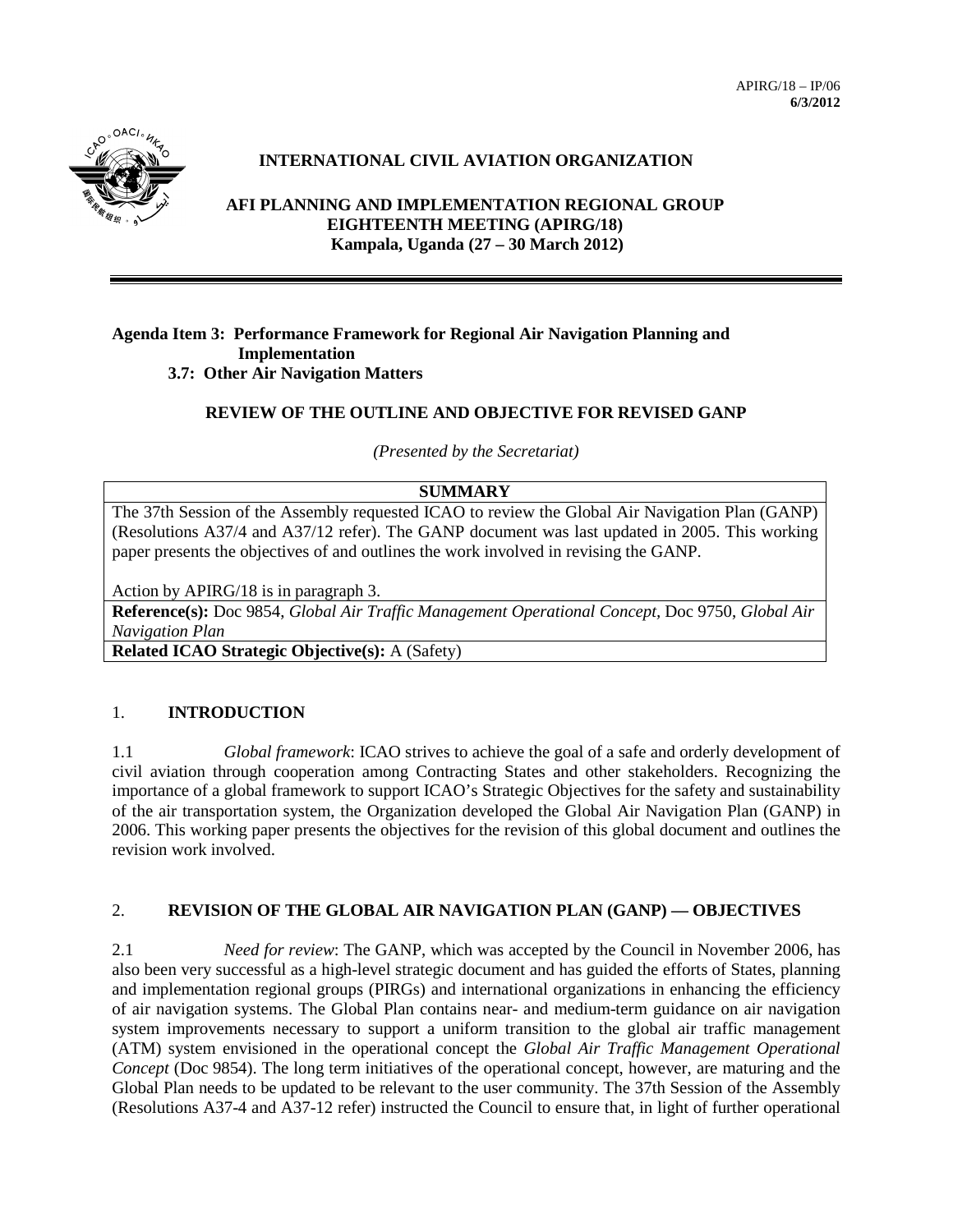APIRG/18 – IP/06
**6/3/2012**

**INTERNATIONAL CIVIL AVIATION ORGANIZATION**

**AFI PLANNING AND IMPLEMENTATION REGIONAL GROUP**
**EIGHTEENTH MEETING (APIRG/18)**
**Kampala, Uganda (27 – 30 March 2012)**

---

**Agenda Item 3: Performance Framework for Regional Air Navigation Planning and Implementation**
**3.7: Other Air Navigation Matters**

**REVIEW OF THE OUTLINE AND OBJECTIVE FOR REVISED GANP**

*(Presented by the Secretariat)*

| **SUMMARY** |
|---|
| The 37th Session of the Assembly requested ICAO to review the Global Air Navigation Plan (GANP) (Resolutions A37/4 and A37/12 refer). The GANP document was last updated in 2005. This working paper presents the objectives of and outlines the work involved in revising the GANP.<br><br>Action by APIRG/18 is in paragraph 3. |
| **Reference(s):** Doc 9854, *Global Air Traffic Management Operational Concept*, Doc 9750, *Global Air Navigation Plan* |
| **Related ICAO Strategic Objective(s):** A (Safety) |

## 1. INTRODUCTION

1.1 *Global framework*: ICAO strives to achieve the goal of a safe and orderly development of civil aviation through cooperation among Contracting States and other stakeholders. Recognizing the importance of a global framework to support ICAO's Strategic Objectives for the safety and sustainability of the air transportation system, the Organization developed the Global Air Navigation Plan (GANP) in 2006. This working paper presents the objectives for the revision of this global document and outlines the revision work involved.

## 2. REVISION OF THE GLOBAL AIR NAVIGATION PLAN (GANP) — OBJECTIVES

2.1 *Need for review*: The GANP, which was accepted by the Council in November 2006, has also been very successful as a high-level strategic document and has guided the efforts of States, planning and implementation regional groups (PIRGs) and international organizations in enhancing the efficiency of air navigation systems. The Global Plan contains near- and medium-term guidance on air navigation system improvements necessary to support a uniform transition to the global air traffic management (ATM) system envisioned in the operational concept the *Global Air Traffic Management Operational Concept* (Doc 9854). The long term initiatives of the operational concept, however, are maturing and the Global Plan needs to be updated to be relevant to the user community. The 37th Session of the Assembly (Resolutions A37-4 and A37-12 refer) instructed the Council to ensure that, in light of further operational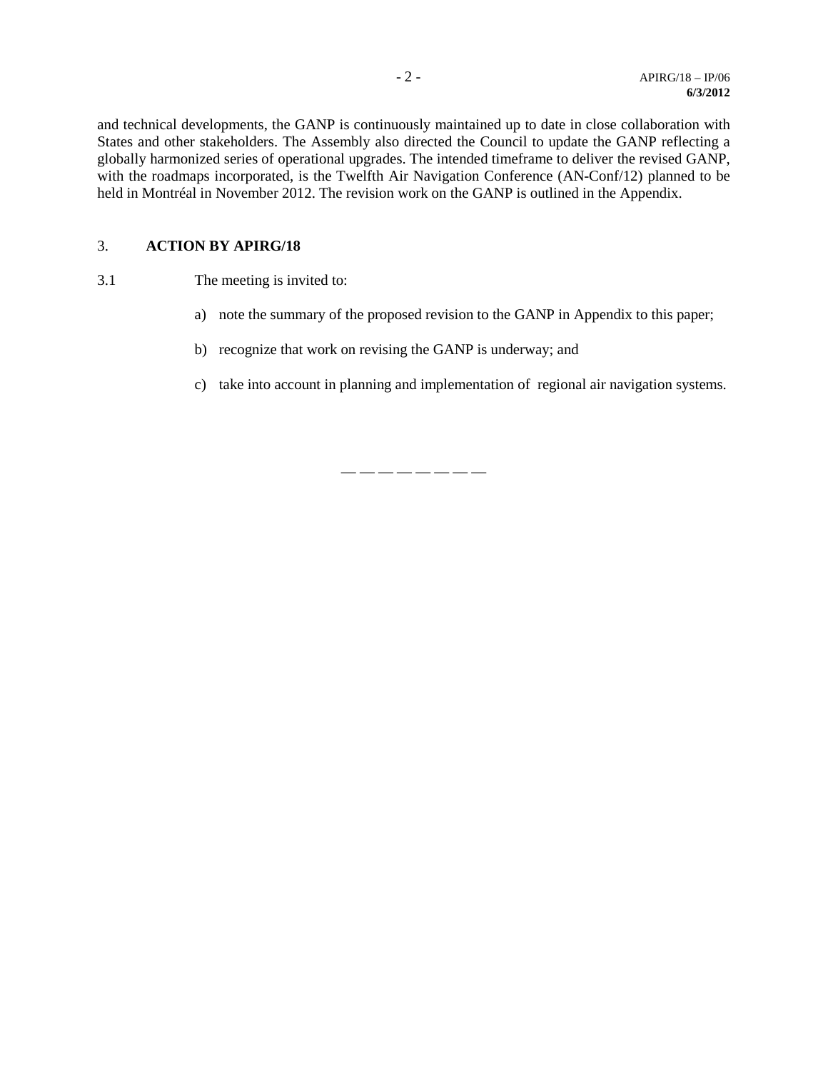and technical developments, the GANP is continuously maintained up to date in close collaboration with States and other stakeholders. The Assembly also directed the Council to update the GANP reflecting a globally harmonized series of operational upgrades. The intended timeframe to deliver the revised GANP, with the roadmaps incorporated, is the Twelfth Air Navigation Conference (AN-Conf/12) planned to be held in Montréal in November 2012. The revision work on the GANP is outlined in the Appendix.

## 3. ACTION BY APIRG/18

3.1 The meeting is invited to:

a) note the summary of the proposed revision to the GANP in Appendix to this paper;

b) recognize that work on revising the GANP is underway; and

c) take into account in planning and implementation of regional air navigation systems.

— — — — — — — —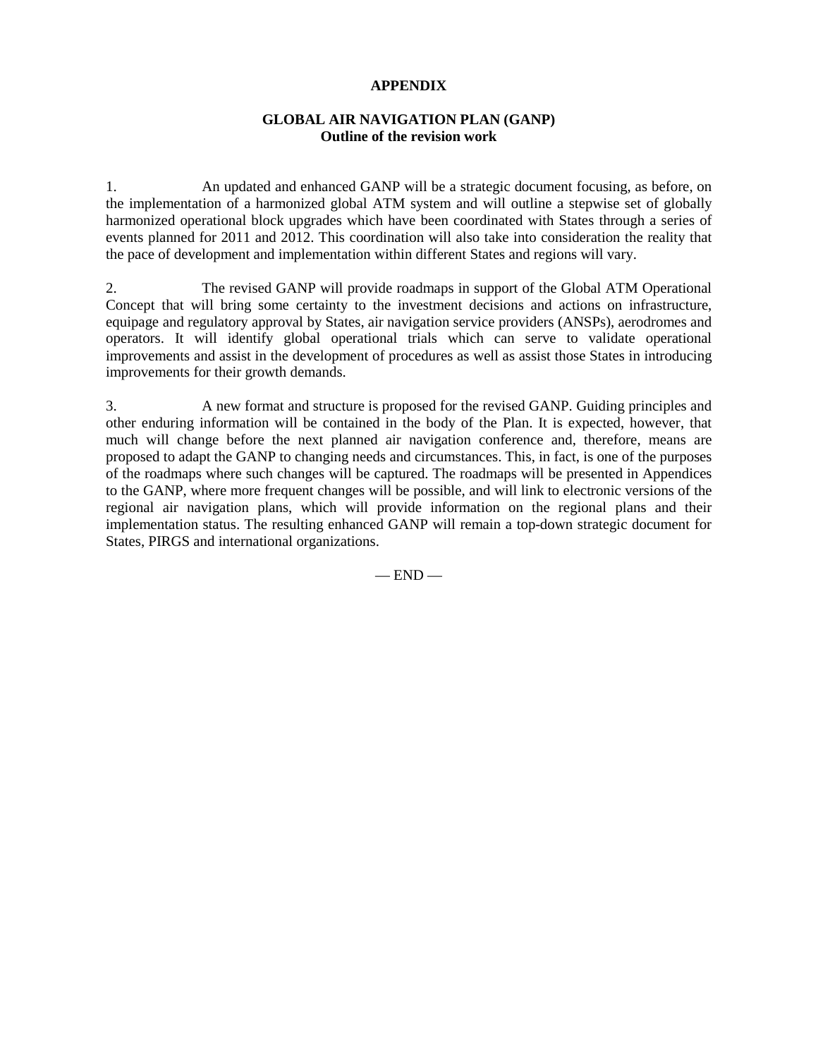# APPENDIX

## GLOBAL AIR NAVIGATION PLAN (GANP)
### Outline of the revision work

1. An updated and enhanced GANP will be a strategic document focusing, as before, on the implementation of a harmonized global ATM system and will outline a stepwise set of globally harmonized operational block upgrades which have been coordinated with States through a series of events planned for 2011 and 2012. This coordination will also take into consideration the reality that the pace of development and implementation within different States and regions will vary.

2. The revised GANP will provide roadmaps in support of the Global ATM Operational Concept that will bring some certainty to the investment decisions and actions on infrastructure, equipage and regulatory approval by States, air navigation service providers (ANSPs), aerodromes and operators. It will identify global operational trials which can serve to validate operational improvements and assist in the development of procedures as well as assist those States in introducing improvements for their growth demands.

3. A new format and structure is proposed for the revised GANP. Guiding principles and other enduring information will be contained in the body of the Plan. It is expected, however, that much will change before the next planned air navigation conference and, therefore, means are proposed to adapt the GANP to changing needs and circumstances. This, in fact, is one of the purposes of the roadmaps where such changes will be captured. The roadmaps will be presented in Appendices to the GANP, where more frequent changes will be possible, and will link to electronic versions of the regional air navigation plans, which will provide information on the regional plans and their implementation status. The resulting enhanced GANP will remain a top-down strategic document for States, PIRGS and international organizations.

— END —